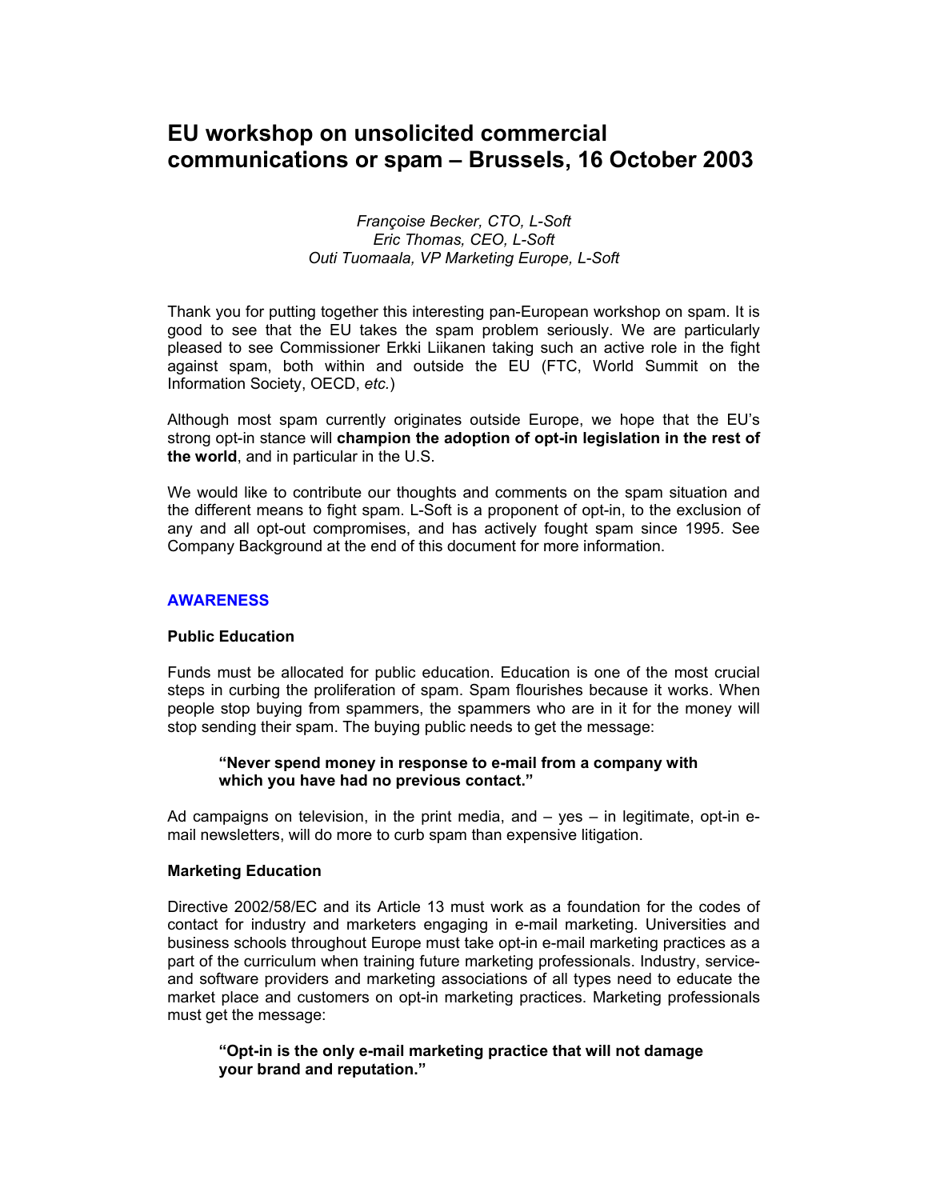# EU workshop on unsolicited commercial communications or spam – Brussels, 16 October 2003

*Françoise Becker, CTO, L-Soft*
*Eric Thomas, CEO, L-Soft*
*Outi Tuomaala, VP Marketing Europe, L-Soft*

Thank you for putting together this interesting pan-European workshop on spam. It is good to see that the EU takes the spam problem seriously. We are particularly pleased to see Commissioner Erkki Liikanen taking such an active role in the fight against spam, both within and outside the EU (FTC, World Summit on the Information Society, OECD, *etc.*)

Although most spam currently originates outside Europe, we hope that the EU's strong opt-in stance will **champion the adoption of opt-in legislation in the rest of the world**, and in particular in the U.S.

We would like to contribute our thoughts and comments on the spam situation and the different means to fight spam. L-Soft is a proponent of opt-in, to the exclusion of any and all opt-out compromises, and has actively fought spam since 1995. See Company Background at the end of this document for more information.

## AWARENESS

### Public Education

Funds must be allocated for public education. Education is one of the most crucial steps in curbing the proliferation of spam. Spam flourishes because it works. When people stop buying from spammers, the spammers who are in it for the money will stop sending their spam. The buying public needs to get the message:

> **"Never spend money in response to e-mail from a company with which you have had no previous contact."**

Ad campaigns on television, in the print media, and – yes – in legitimate, opt-in e-mail newsletters, will do more to curb spam than expensive litigation.

### Marketing Education

Directive 2002/58/EC and its Article 13 must work as a foundation for the codes of contact for industry and marketers engaging in e-mail marketing. Universities and business schools throughout Europe must take opt-in e-mail marketing practices as a part of the curriculum when training future marketing professionals. Industry, service- and software providers and marketing associations of all types need to educate the market place and customers on opt-in marketing practices. Marketing professionals must get the message:

> **"Opt-in is the only e-mail marketing practice that will not damage your brand and reputation."**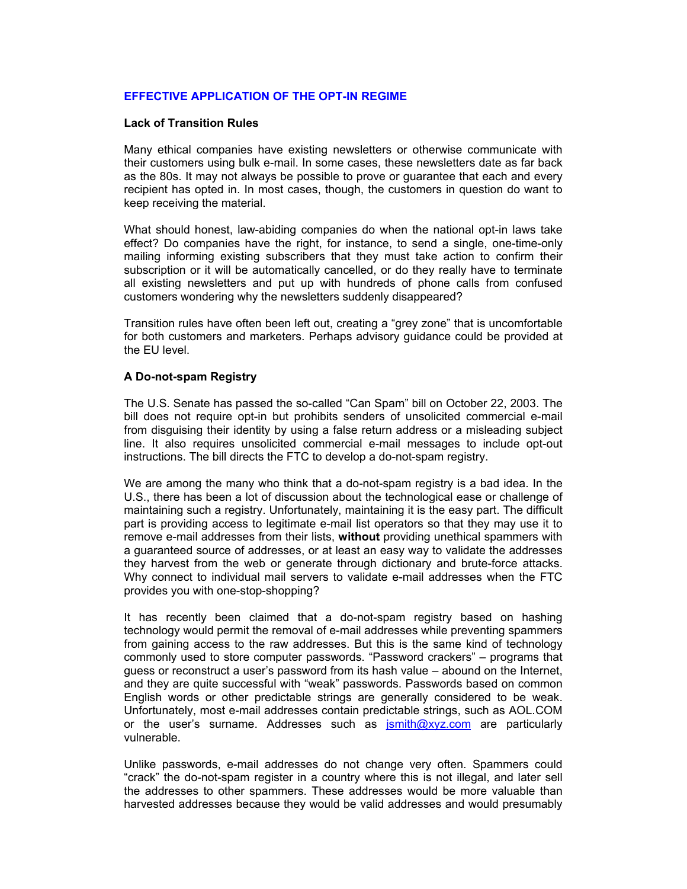## EFFECTIVE APPLICATION OF THE OPT-IN REGIME

### Lack of Transition Rules

Many ethical companies have existing newsletters or otherwise communicate with their customers using bulk e-mail. In some cases, these newsletters date as far back as the 80s. It may not always be possible to prove or guarantee that each and every recipient has opted in. In most cases, though, the customers in question do want to keep receiving the material.

What should honest, law-abiding companies do when the national opt-in laws take effect? Do companies have the right, for instance, to send a single, one-time-only mailing informing existing subscribers that they must take action to confirm their subscription or it will be automatically cancelled, or do they really have to terminate all existing newsletters and put up with hundreds of phone calls from confused customers wondering why the newsletters suddenly disappeared?

Transition rules have often been left out, creating a "grey zone" that is uncomfortable for both customers and marketers. Perhaps advisory guidance could be provided at the EU level.

### A Do-not-spam Registry

The U.S. Senate has passed the so-called "Can Spam" bill on October 22, 2003. The bill does not require opt-in but prohibits senders of unsolicited commercial e-mail from disguising their identity by using a false return address or a misleading subject line. It also requires unsolicited commercial e-mail messages to include opt-out instructions. The bill directs the FTC to develop a do-not-spam registry.

We are among the many who think that a do-not-spam registry is a bad idea. In the U.S., there has been a lot of discussion about the technological ease or challenge of maintaining such a registry. Unfortunately, maintaining it is the easy part. The difficult part is providing access to legitimate e-mail list operators so that they may use it to remove e-mail addresses from their lists, **without** providing unethical spammers with a guaranteed source of addresses, or at least an easy way to validate the addresses they harvest from the web or generate through dictionary and brute-force attacks. Why connect to individual mail servers to validate e-mail addresses when the FTC provides you with one-stop-shopping?

It has recently been claimed that a do-not-spam registry based on hashing technology would permit the removal of e-mail addresses while preventing spammers from gaining access to the raw addresses. But this is the same kind of technology commonly used to store computer passwords. "Password crackers" – programs that guess or reconstruct a user's password from its hash value – abound on the Internet, and they are quite successful with "weak" passwords. Passwords based on common English words or other predictable strings are generally considered to be weak. Unfortunately, most e-mail addresses contain predictable strings, such as AOL.COM or the user's surname. Addresses such as jsmith@xyz.com are particularly vulnerable.

Unlike passwords, e-mail addresses do not change very often. Spammers could "crack" the do-not-spam register in a country where this is not illegal, and later sell the addresses to other spammers. These addresses would be more valuable than harvested addresses because they would be valid addresses and would presumably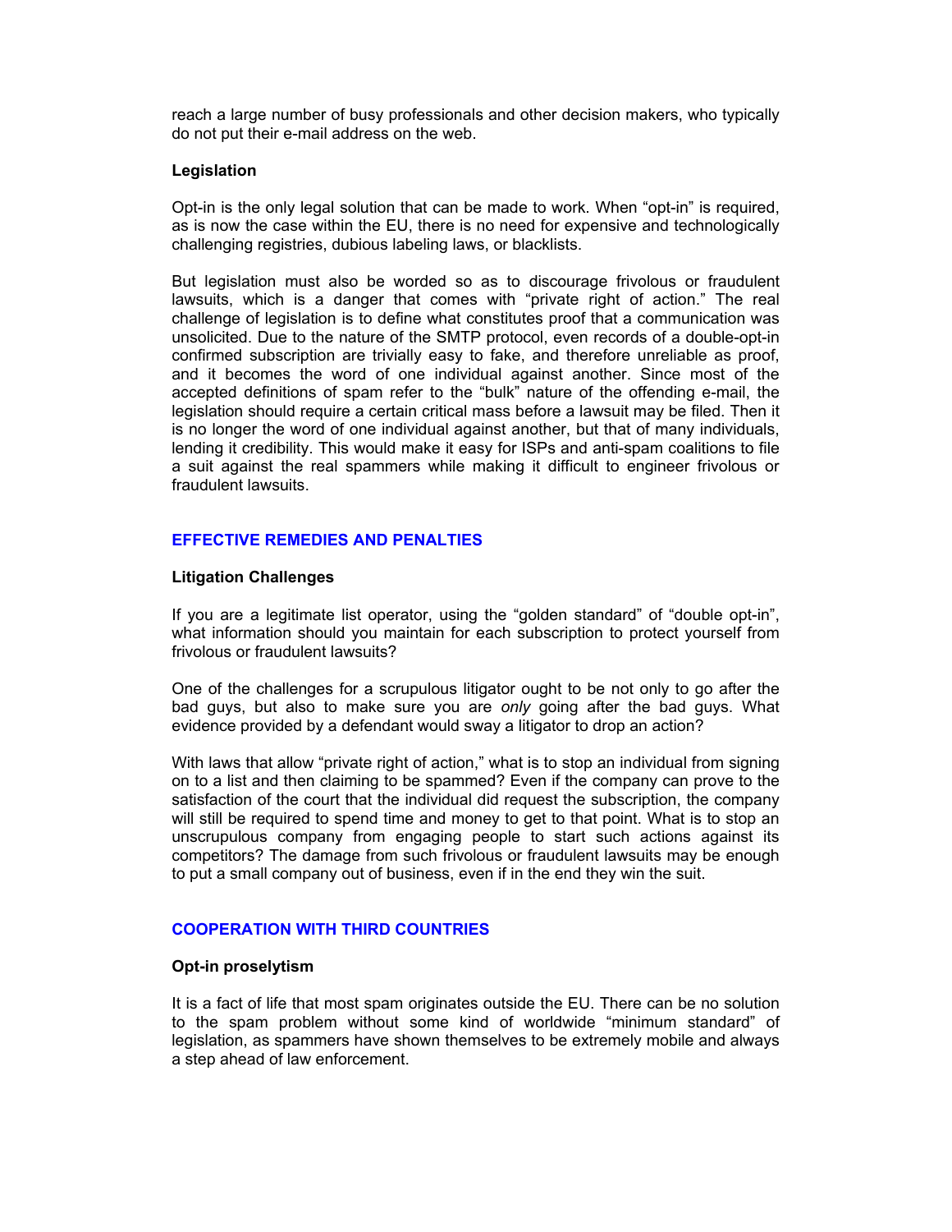reach a large number of busy professionals and other decision makers, who typically do not put their e-mail address on the web.

### Legislation

Opt-in is the only legal solution that can be made to work. When "opt-in" is required, as is now the case within the EU, there is no need for expensive and technologically challenging registries, dubious labeling laws, or blacklists.

But legislation must also be worded so as to discourage frivolous or fraudulent lawsuits, which is a danger that comes with "private right of action." The real challenge of legislation is to define what constitutes proof that a communication was unsolicited. Due to the nature of the SMTP protocol, even records of a double-opt-in confirmed subscription are trivially easy to fake, and therefore unreliable as proof, and it becomes the word of one individual against another. Since most of the accepted definitions of spam refer to the "bulk" nature of the offending e-mail, the legislation should require a certain critical mass before a lawsuit may be filed. Then it is no longer the word of one individual against another, but that of many individuals, lending it credibility. This would make it easy for ISPs and anti-spam coalitions to file a suit against the real spammers while making it difficult to engineer frivolous or fraudulent lawsuits.

## EFFECTIVE REMEDIES AND PENALTIES

### Litigation Challenges

If you are a legitimate list operator, using the "golden standard" of "double opt-in", what information should you maintain for each subscription to protect yourself from frivolous or fraudulent lawsuits?

One of the challenges for a scrupulous litigator ought to be not only to go after the bad guys, but also to make sure you are *only* going after the bad guys. What evidence provided by a defendant would sway a litigator to drop an action?

With laws that allow "private right of action," what is to stop an individual from signing on to a list and then claiming to be spammed? Even if the company can prove to the satisfaction of the court that the individual did request the subscription, the company will still be required to spend time and money to get to that point. What is to stop an unscrupulous company from engaging people to start such actions against its competitors? The damage from such frivolous or fraudulent lawsuits may be enough to put a small company out of business, even if in the end they win the suit.

## COOPERATION WITH THIRD COUNTRIES

### Opt-in proselytism

It is a fact of life that most spam originates outside the EU. There can be no solution to the spam problem without some kind of worldwide "minimum standard" of legislation, as spammers have shown themselves to be extremely mobile and always a step ahead of law enforcement.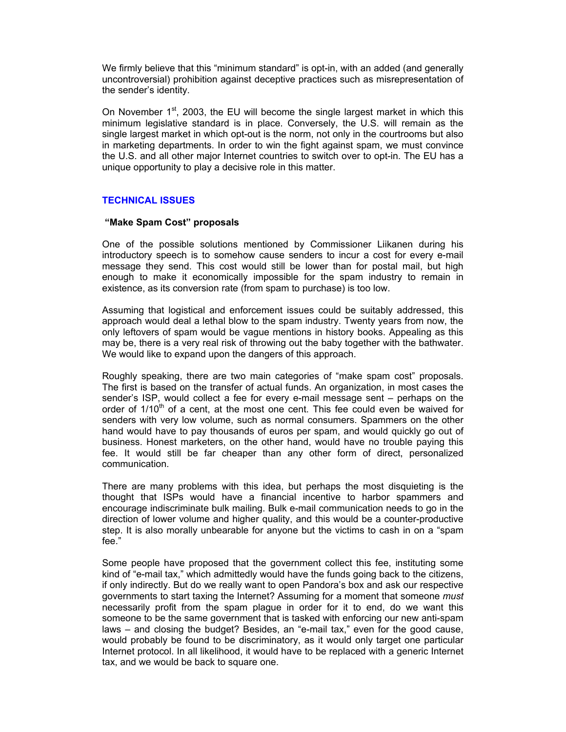We firmly believe that this "minimum standard" is opt-in, with an added (and generally uncontroversial) prohibition against deceptive practices such as misrepresentation of the sender's identity.

On November 1st, 2003, the EU will become the single largest market in which this minimum legislative standard is in place. Conversely, the U.S. will remain as the single largest market in which opt-out is the norm, not only in the courtrooms but also in marketing departments. In order to win the fight against spam, we must convince the U.S. and all other major Internet countries to switch over to opt-in. The EU has a unique opportunity to play a decisive role in this matter.

## TECHNICAL ISSUES

### "Make Spam Cost" proposals

One of the possible solutions mentioned by Commissioner Liikanen during his introductory speech is to somehow cause senders to incur a cost for every e-mail message they send. This cost would still be lower than for postal mail, but high enough to make it economically impossible for the spam industry to remain in existence, as its conversion rate (from spam to purchase) is too low.

Assuming that logistical and enforcement issues could be suitably addressed, this approach would deal a lethal blow to the spam industry. Twenty years from now, the only leftovers of spam would be vague mentions in history books. Appealing as this may be, there is a very real risk of throwing out the baby together with the bathwater. We would like to expand upon the dangers of this approach.

Roughly speaking, there are two main categories of "make spam cost" proposals. The first is based on the transfer of actual funds. An organization, in most cases the sender's ISP, would collect a fee for every e-mail message sent – perhaps on the order of 1/10th of a cent, at the most one cent. This fee could even be waived for senders with very low volume, such as normal consumers. Spammers on the other hand would have to pay thousands of euros per spam, and would quickly go out of business. Honest marketers, on the other hand, would have no trouble paying this fee. It would still be far cheaper than any other form of direct, personalized communication.

There are many problems with this idea, but perhaps the most disquieting is the thought that ISPs would have a financial incentive to harbor spammers and encourage indiscriminate bulk mailing. Bulk e-mail communication needs to go in the direction of lower volume and higher quality, and this would be a counter-productive step. It is also morally unbearable for anyone but the victims to cash in on a "spam fee."

Some people have proposed that the government collect this fee, instituting some kind of "e-mail tax," which admittedly would have the funds going back to the citizens, if only indirectly. But do we really want to open Pandora's box and ask our respective governments to start taxing the Internet? Assuming for a moment that someone *must* necessarily profit from the spam plague in order for it to end, do we want this someone to be the same government that is tasked with enforcing our new anti-spam laws – and closing the budget? Besides, an "e-mail tax," even for the good cause, would probably be found to be discriminatory, as it would only target one particular Internet protocol. In all likelihood, it would have to be replaced with a generic Internet tax, and we would be back to square one.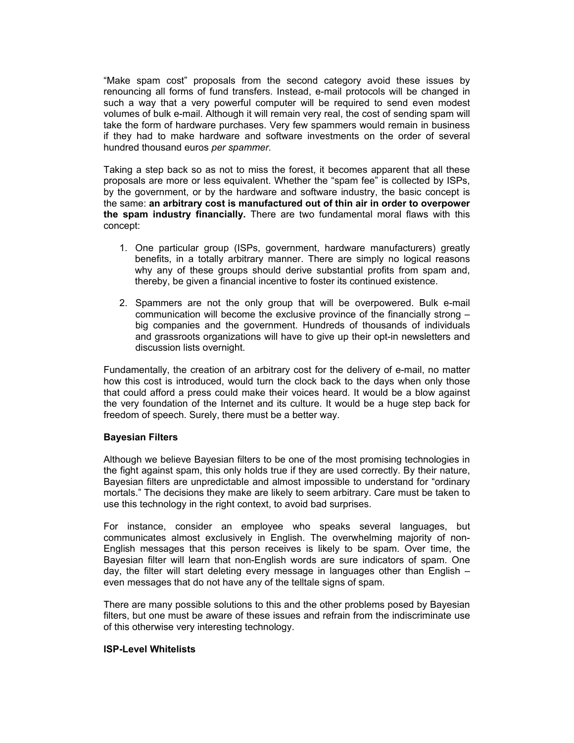"Make spam cost" proposals from the second category avoid these issues by renouncing all forms of fund transfers. Instead, e-mail protocols will be changed in such a way that a very powerful computer will be required to send even modest volumes of bulk e-mail. Although it will remain very real, the cost of sending spam will take the form of hardware purchases. Very few spammers would remain in business if they had to make hardware and software investments on the order of several hundred thousand euros *per spammer.*

Taking a step back so as not to miss the forest, it becomes apparent that all these proposals are more or less equivalent. Whether the "spam fee" is collected by ISPs, by the government, or by the hardware and software industry, the basic concept is the same: **an arbitrary cost is manufactured out of thin air in order to overpower the spam industry financially.** There are two fundamental moral flaws with this concept:

1. One particular group (ISPs, government, hardware manufacturers) greatly benefits, in a totally arbitrary manner. There are simply no logical reasons why any of these groups should derive substantial profits from spam and, thereby, be given a financial incentive to foster its continued existence.

2. Spammers are not the only group that will be overpowered. Bulk e-mail communication will become the exclusive province of the financially strong – big companies and the government. Hundreds of thousands of individuals and grassroots organizations will have to give up their opt-in newsletters and discussion lists overnight.

Fundamentally, the creation of an arbitrary cost for the delivery of e-mail, no matter how this cost is introduced, would turn the clock back to the days when only those that could afford a press could make their voices heard. It would be a blow against the very foundation of the Internet and its culture. It would be a huge step back for freedom of speech. Surely, there must be a better way.

**Bayesian Filters**

Although we believe Bayesian filters to be one of the most promising technologies in the fight against spam, this only holds true if they are used correctly. By their nature, Bayesian filters are unpredictable and almost impossible to understand for "ordinary mortals." The decisions they make are likely to seem arbitrary. Care must be taken to use this technology in the right context, to avoid bad surprises.

For instance, consider an employee who speaks several languages, but communicates almost exclusively in English. The overwhelming majority of non-English messages that this person receives is likely to be spam. Over time, the Bayesian filter will learn that non-English words are sure indicators of spam. One day, the filter will start deleting every message in languages other than English – even messages that do not have any of the telltale signs of spam.

There are many possible solutions to this and the other problems posed by Bayesian filters, but one must be aware of these issues and refrain from the indiscriminate use of this otherwise very interesting technology.

**ISP-Level Whitelists**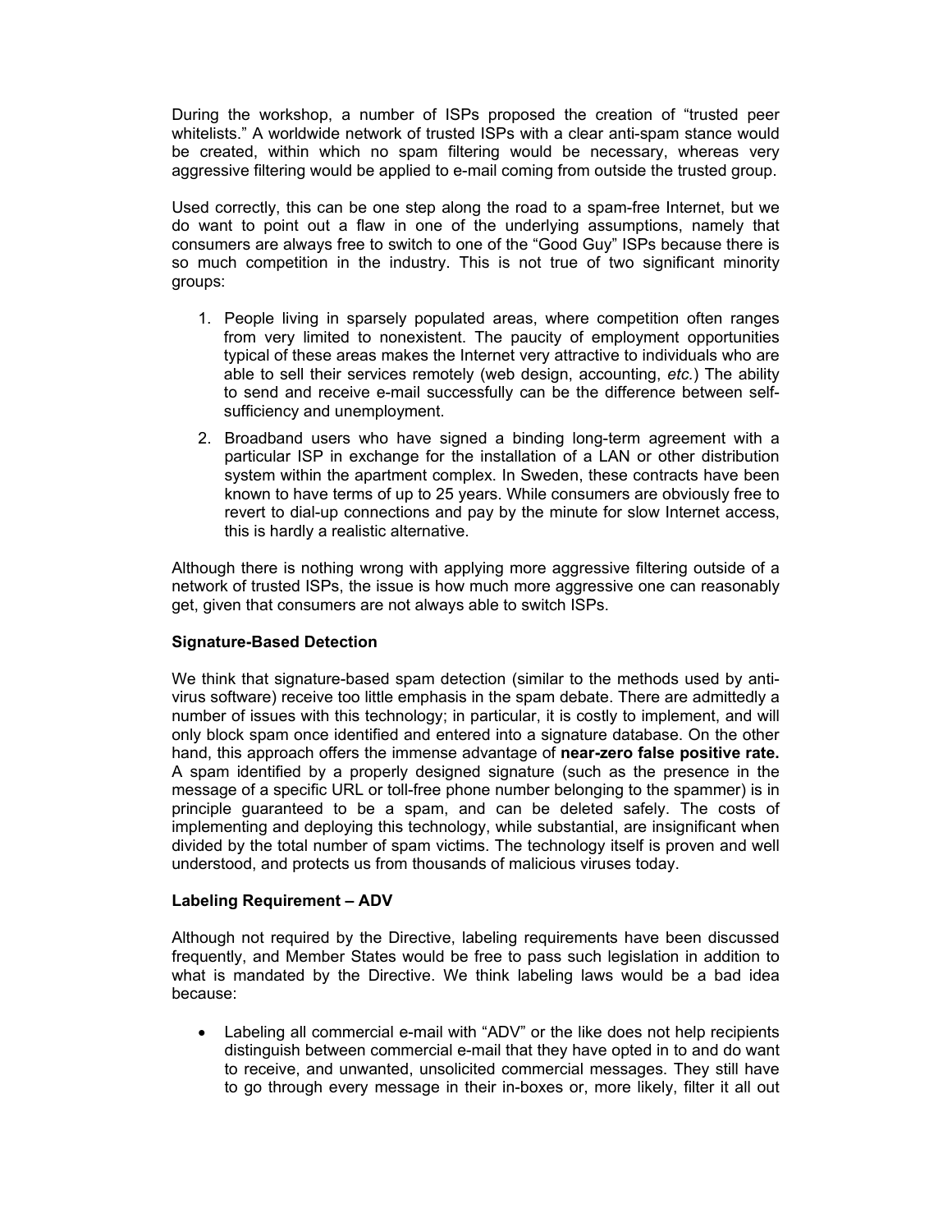During the workshop, a number of ISPs proposed the creation of "trusted peer whitelists." A worldwide network of trusted ISPs with a clear anti-spam stance would be created, within which no spam filtering would be necessary, whereas very aggressive filtering would be applied to e-mail coming from outside the trusted group.

Used correctly, this can be one step along the road to a spam-free Internet, but we do want to point out a flaw in one of the underlying assumptions, namely that consumers are always free to switch to one of the "Good Guy" ISPs because there is so much competition in the industry. This is not true of two significant minority groups:

1. People living in sparsely populated areas, where competition often ranges from very limited to nonexistent. The paucity of employment opportunities typical of these areas makes the Internet very attractive to individuals who are able to sell their services remotely (web design, accounting, *etc.*) The ability to send and receive e-mail successfully can be the difference between self-sufficiency and unemployment.
2. Broadband users who have signed a binding long-term agreement with a particular ISP in exchange for the installation of a LAN or other distribution system within the apartment complex. In Sweden, these contracts have been known to have terms of up to 25 years. While consumers are obviously free to revert to dial-up connections and pay by the minute for slow Internet access, this is hardly a realistic alternative.

Although there is nothing wrong with applying more aggressive filtering outside of a network of trusted ISPs, the issue is how much more aggressive one can reasonably get, given that consumers are not always able to switch ISPs.

**Signature-Based Detection**

We think that signature-based spam detection (similar to the methods used by anti-virus software) receive too little emphasis in the spam debate. There are admittedly a number of issues with this technology; in particular, it is costly to implement, and will only block spam once identified and entered into a signature database. On the other hand, this approach offers the immense advantage of **near-zero false positive rate.** A spam identified by a properly designed signature (such as the presence in the message of a specific URL or toll-free phone number belonging to the spammer) is in principle guaranteed to be a spam, and can be deleted safely. The costs of implementing and deploying this technology, while substantial, are insignificant when divided by the total number of spam victims. The technology itself is proven and well understood, and protects us from thousands of malicious viruses today.

**Labeling Requirement – ADV**

Although not required by the Directive, labeling requirements have been discussed frequently, and Member States would be free to pass such legislation in addition to what is mandated by the Directive. We think labeling laws would be a bad idea because:

- Labeling all commercial e-mail with "ADV" or the like does not help recipients distinguish between commercial e-mail that they have opted in to and do want to receive, and unwanted, unsolicited commercial messages. They still have to go through every message in their in-boxes or, more likely, filter it all out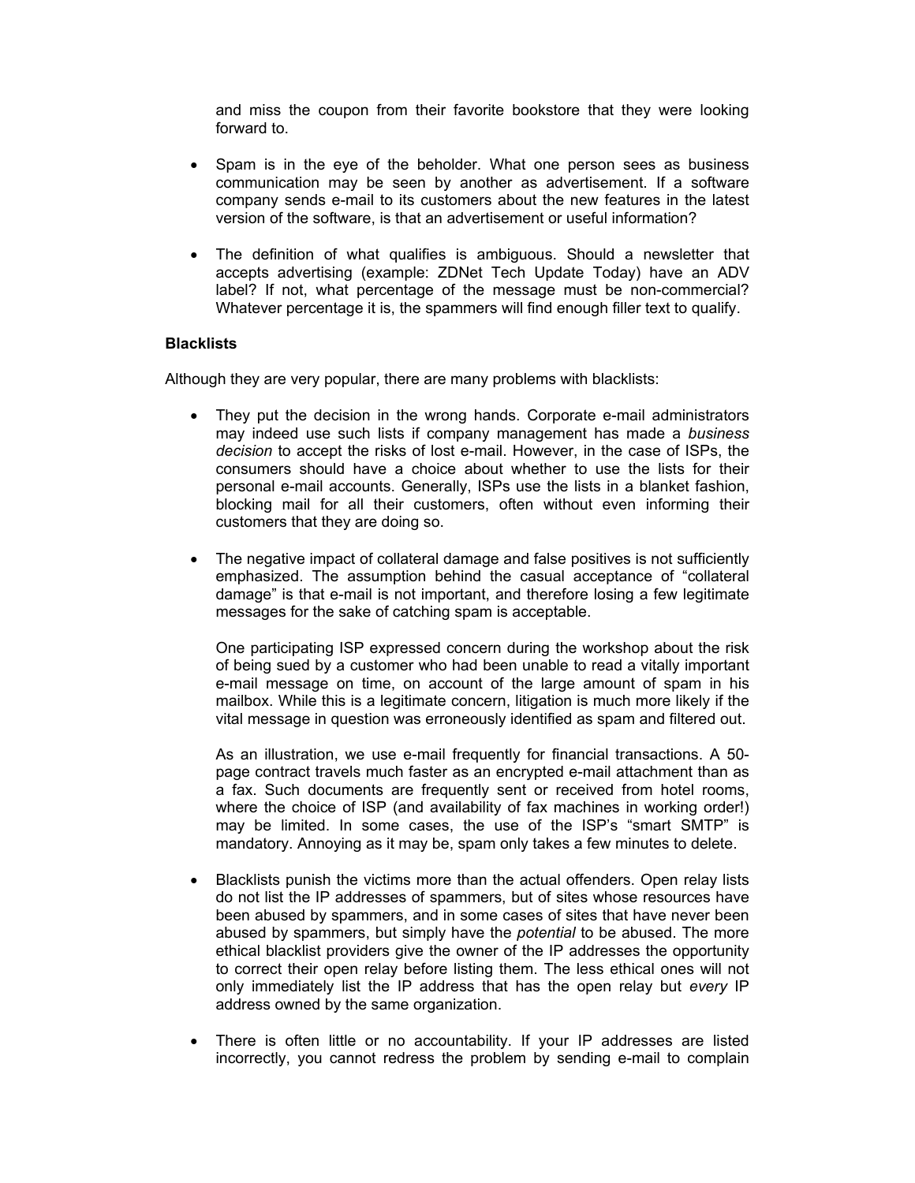and miss the coupon from their favorite bookstore that they were looking forward to.

- Spam is in the eye of the beholder. What one person sees as business communication may be seen by another as advertisement. If a software company sends e-mail to its customers about the new features in the latest version of the software, is that an advertisement or useful information?

- The definition of what qualifies is ambiguous. Should a newsletter that accepts advertising (example: ZDNet Tech Update Today) have an ADV label? If not, what percentage of the message must be non-commercial? Whatever percentage it is, the spammers will find enough filler text to qualify.

**Blacklists**

Although they are very popular, there are many problems with blacklists:

- They put the decision in the wrong hands. Corporate e-mail administrators may indeed use such lists if company management has made a *business decision* to accept the risks of lost e-mail. However, in the case of ISPs, the consumers should have a choice about whether to use the lists for their personal e-mail accounts. Generally, ISPs use the lists in a blanket fashion, blocking mail for all their customers, often without even informing their customers that they are doing so.

- The negative impact of collateral damage and false positives is not sufficiently emphasized. The assumption behind the casual acceptance of "collateral damage" is that e-mail is not important, and therefore losing a few legitimate messages for the sake of catching spam is acceptable.

  One participating ISP expressed concern during the workshop about the risk of being sued by a customer who had been unable to read a vitally important e-mail message on time, on account of the large amount of spam in his mailbox. While this is a legitimate concern, litigation is much more likely if the vital message in question was erroneously identified as spam and filtered out.

  As an illustration, we use e-mail frequently for financial transactions. A 50-page contract travels much faster as an encrypted e-mail attachment than as a fax. Such documents are frequently sent or received from hotel rooms, where the choice of ISP (and availability of fax machines in working order!) may be limited. In some cases, the use of the ISP's "smart SMTP" is mandatory. Annoying as it may be, spam only takes a few minutes to delete.

- Blacklists punish the victims more than the actual offenders. Open relay lists do not list the IP addresses of spammers, but of sites whose resources have been abused by spammers, and in some cases of sites that have never been abused by spammers, but simply have the *potential* to be abused. The more ethical blacklist providers give the owner of the IP addresses the opportunity to correct their open relay before listing them. The less ethical ones will not only immediately list the IP address that has the open relay but *every* IP address owned by the same organization.

- There is often little or no accountability. If your IP addresses are listed incorrectly, you cannot redress the problem by sending e-mail to complain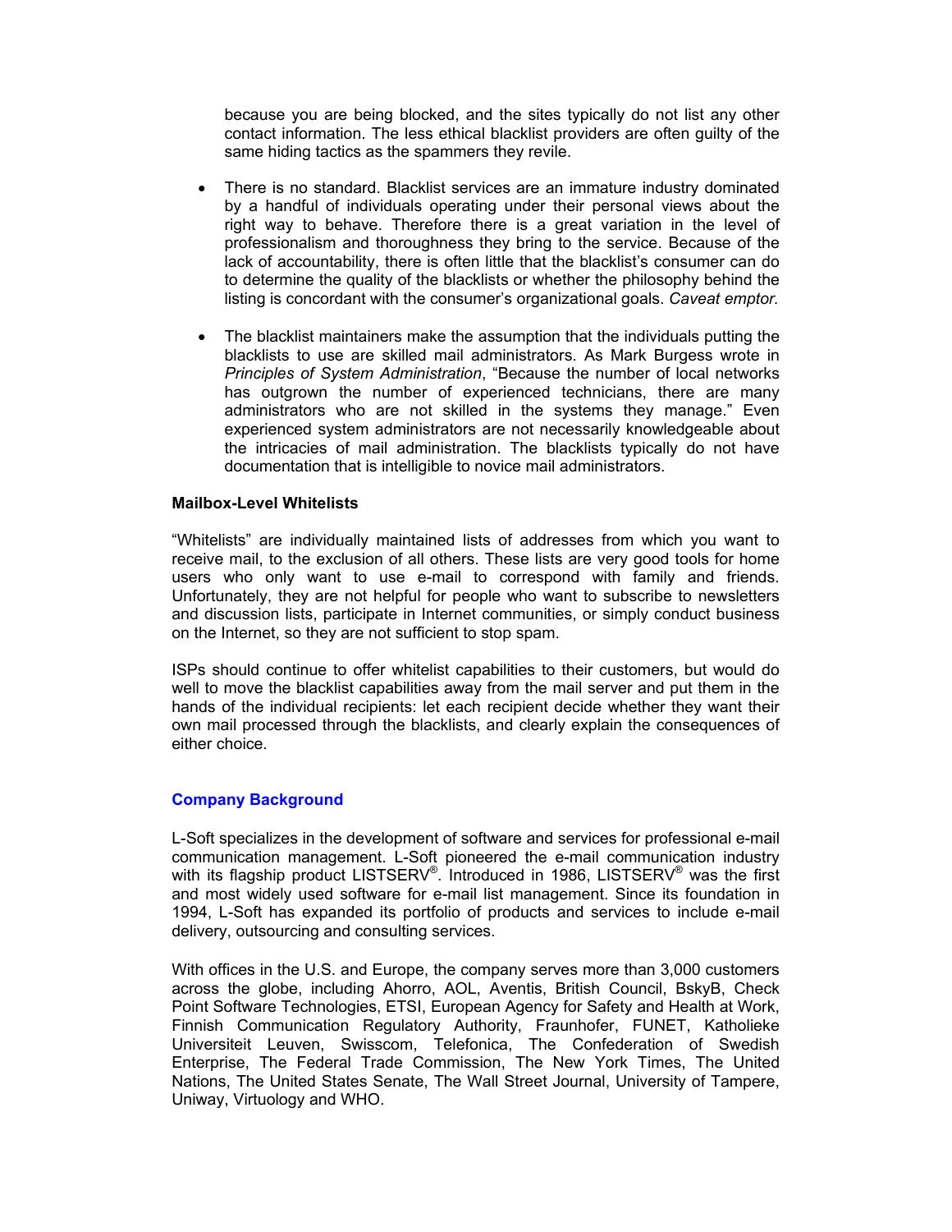because you are being blocked, and the sites typically do not list any other contact information. The less ethical blacklist providers are often guilty of the same hiding tactics as the spammers they revile.

- There is no standard. Blacklist services are an immature industry dominated by a handful of individuals operating under their personal views about the right way to behave. Therefore there is a great variation in the level of professionalism and thoroughness they bring to the service. Because of the lack of accountability, there is often little that the blacklist's consumer can do to determine the quality of the blacklists or whether the philosophy behind the listing is concordant with the consumer's organizational goals. *Caveat emptor.*

- The blacklist maintainers make the assumption that the individuals putting the blacklists to use are skilled mail administrators. As Mark Burgess wrote in *Principles of System Administration*, "Because the number of local networks has outgrown the number of experienced technicians, there are many administrators who are not skilled in the systems they manage." Even experienced system administrators are not necessarily knowledgeable about the intricacies of mail administration. The blacklists typically do not have documentation that is intelligible to novice mail administrators.

**Mailbox-Level Whitelists**

"Whitelists" are individually maintained lists of addresses from which you want to receive mail, to the exclusion of all others. These lists are very good tools for home users who only want to use e-mail to correspond with family and friends. Unfortunately, they are not helpful for people who want to subscribe to newsletters and discussion lists, participate in Internet communities, or simply conduct business on the Internet, so they are not sufficient to stop spam.

ISPs should continue to offer whitelist capabilities to their customers, but would do well to move the blacklist capabilities away from the mail server and put them in the hands of the individual recipients: let each recipient decide whether they want their own mail processed through the blacklists, and clearly explain the consequences of either choice.

## Company Background

L-Soft specializes in the development of software and services for professional e-mail communication management. L-Soft pioneered the e-mail communication industry with its flagship product LISTSERV®. Introduced in 1986, LISTSERV® was the first and most widely used software for e-mail list management. Since its foundation in 1994, L-Soft has expanded its portfolio of products and services to include e-mail delivery, outsourcing and consulting services.

With offices in the U.S. and Europe, the company serves more than 3,000 customers across the globe, including Ahorro, AOL, Aventis, British Council, BskyB, Check Point Software Technologies, ETSI, European Agency for Safety and Health at Work, Finnish Communication Regulatory Authority, Fraunhofer, FUNET, Katholieke Universiteit Leuven, Swisscom, Telefonica, The Confederation of Swedish Enterprise, The Federal Trade Commission, The New York Times, The United Nations, The United States Senate, The Wall Street Journal, University of Tampere, Uniway, Virtuology and WHO.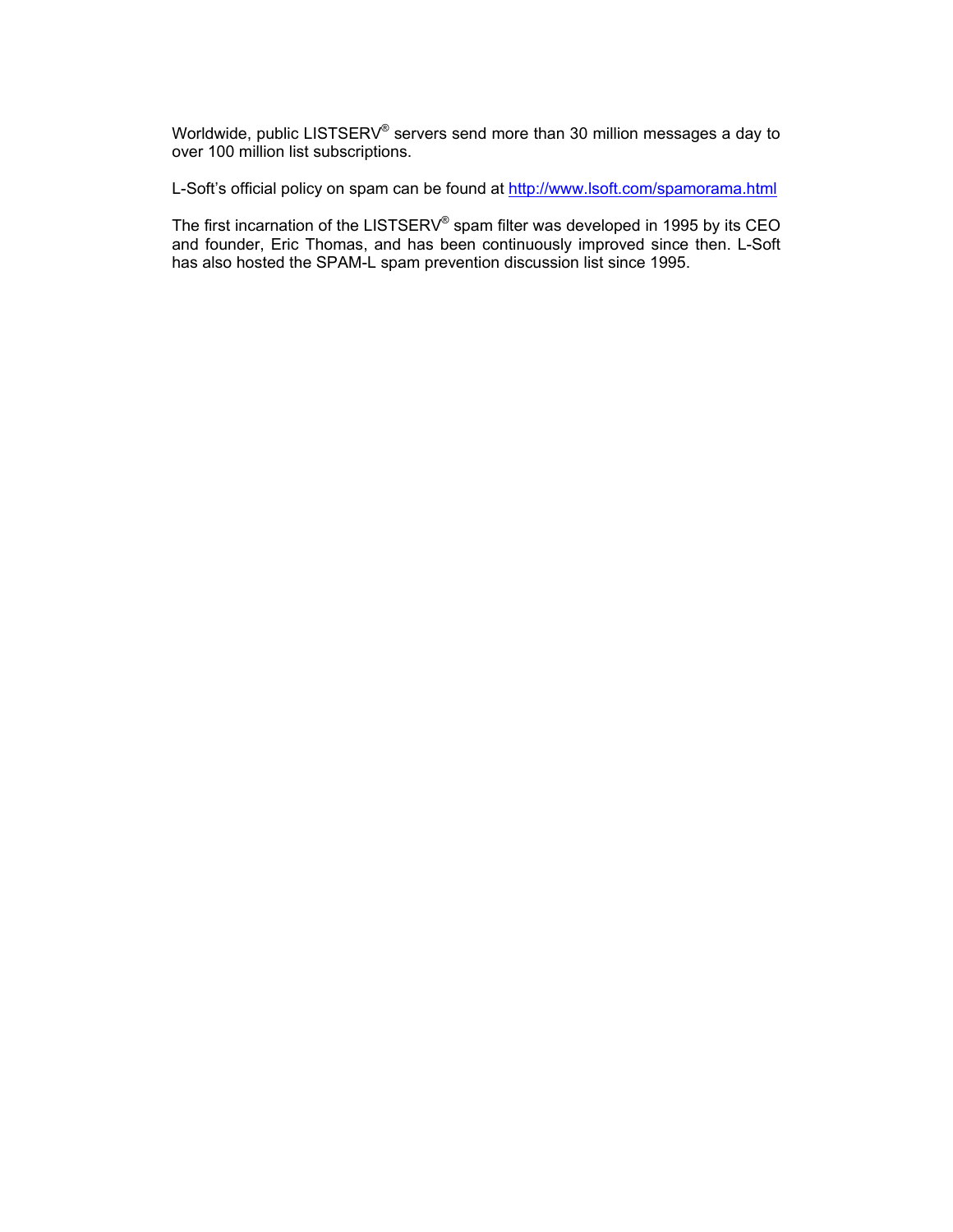Worldwide, public LISTSERV® servers send more than 30 million messages a day to over 100 million list subscriptions.

L-Soft's official policy on spam can be found at http://www.lsoft.com/spamorama.html

The first incarnation of the LISTSERV® spam filter was developed in 1995 by its CEO and founder, Eric Thomas, and has been continuously improved since then. L-Soft has also hosted the SPAM-L spam prevention discussion list since 1995.